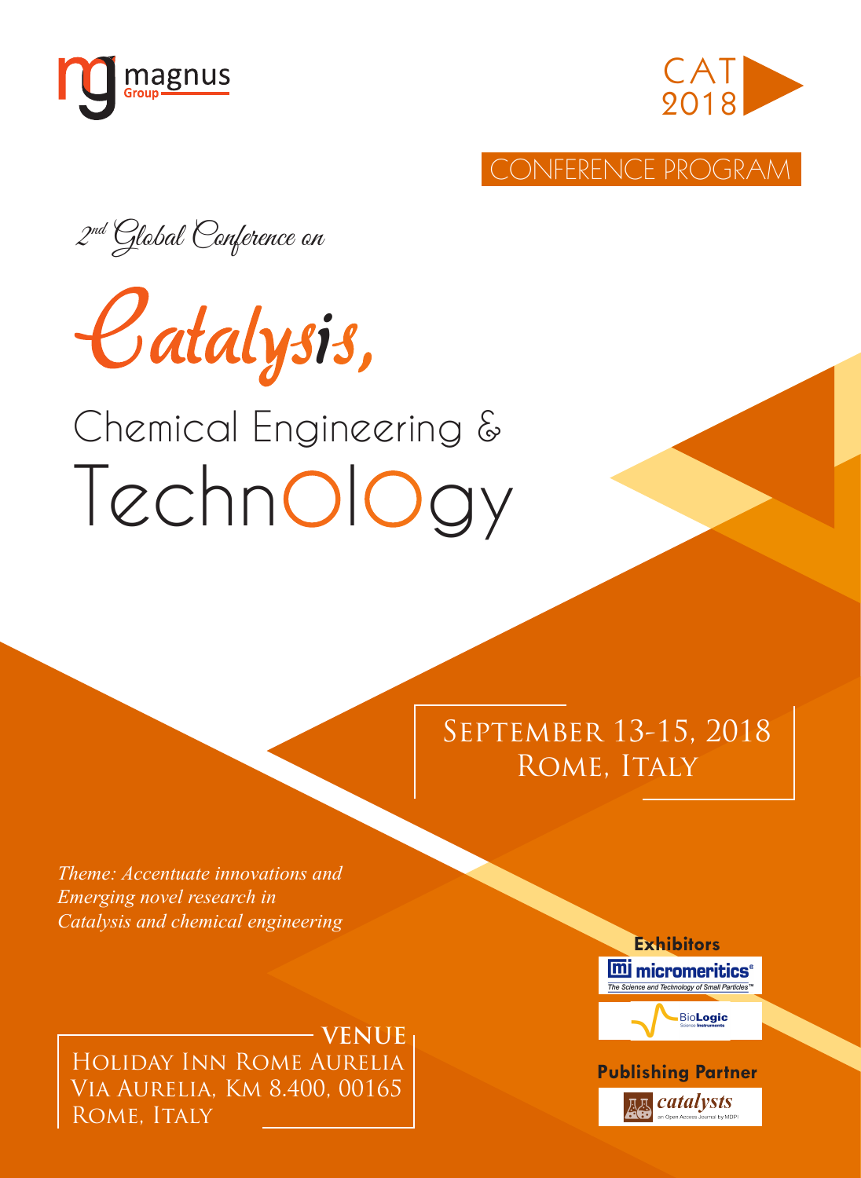magnus Group

CAT 2018

CONFERENCE PROGRAM

2nd Global Conference on

# Catalysis, Chemical Engineering & Technology

September 13-15, 2018
Rome, Italy

*Theme: Accentuate innovations and Emerging novel research in Catalysis and chemical engineering*

**VENUE**

Holiday Inn Rome Aurelia
Via Aurelia, Km 8.400, 00165
Rome, Italy

**Exhibitors**

micromeritics® — The Science and Technology of Small Particles™

BioLogic Science Instruments

**Publishing Partner**

catalysts — an Open Access Journal by MDPI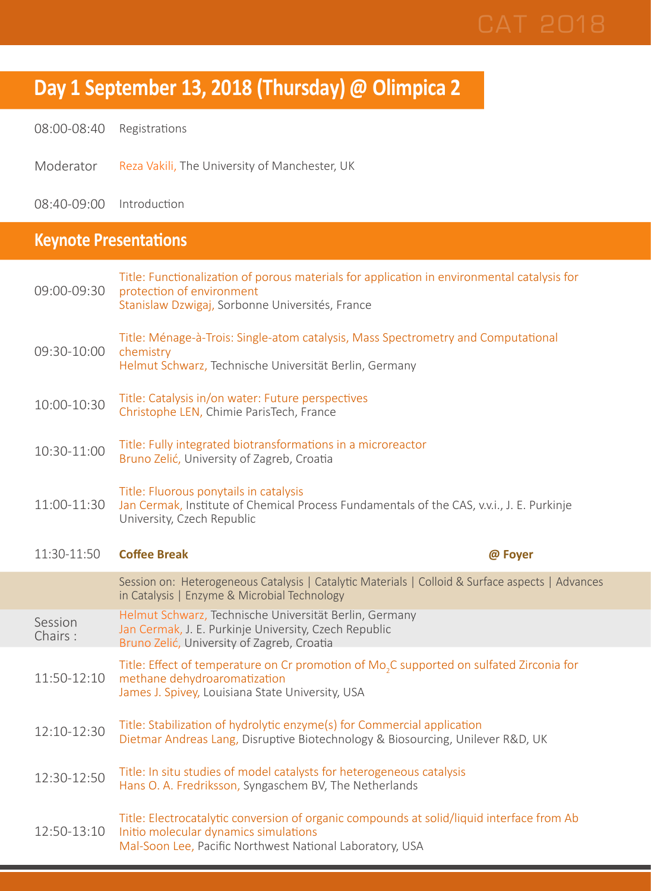## Day 1 September 13, 2018 (Thursday) @ Olimpica 2

08:00-08:40 Registrations

Moderator Reza Vakili, The University of Manchester, UK

08:40-09:00 Introduction

### Keynote Presentations

09:00-09:30 Title: Functionalization of porous materials for application in environmental catalysis for protection of environment
Stanislaw Dzwigaj, Sorbonne Universités, France

09:30-10:00 Title: Ménage-à-Trois: Single-atom catalysis, Mass Spectrometry and Computational chemistry
Helmut Schwarz, Technische Universität Berlin, Germany

10:00-10:30 Title: Catalysis in/on water: Future perspectives
Christophe LEN, Chimie ParisTech, France

10:30-11:00 Title: Fully integrated biotransformations in a microreactor
Bruno Zelić, University of Zagreb, Croatia

11:00-11:30 Title: Fluorous ponytails in catalysis
Jan Cermak, Institute of Chemical Process Fundamentals of the CAS, v.v.i., J. E. Purkinje University, Czech Republic

11:30-11:50 **Coffee Break** **@ Foyer**

Session on: Heterogeneous Catalysis | Catalytic Materials | Colloid & Surface aspects | Advances in Catalysis | Enzyme & Microbial Technology

Session Chairs :
Helmut Schwarz, Technische Universität Berlin, Germany
Jan Cermak, J. E. Purkinje University, Czech Republic
Bruno Zelić, University of Zagreb, Croatia

11:50-12:10 Title: Effect of temperature on Cr promotion of $Mo_2C$ supported on sulfated Zirconia for methane dehydroaromatization
James J. Spivey, Louisiana State University, USA

12:10-12:30 Title: Stabilization of hydrolytic enzyme(s) for Commercial application
Dietmar Andreas Lang, Disruptive Biotechnology & Biosourcing, Unilever R&D, UK

12:30-12:50 Title: In situ studies of model catalysts for heterogeneous catalysis
Hans O. A. Fredriksson, Syngaschem BV, The Netherlands

12:50-13:10 Title: Electrocatalytic conversion of organic compounds at solid/liquid interface from Ab Initio molecular dynamics simulations
Mal-Soon Lee, Pacific Northwest National Laboratory, USA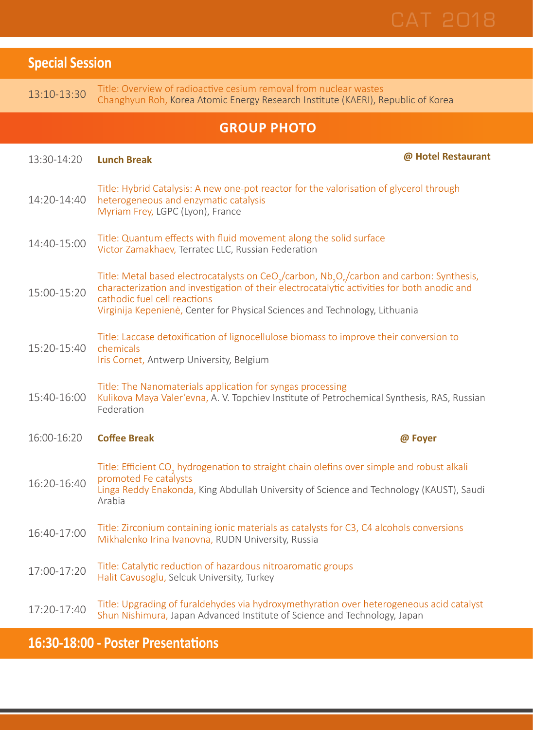## Special Session

13:10-13:30 Title: Overview of radioactive cesium removal from nuclear wastes
Changhyun Roh, Korea Atomic Energy Research Institute (KAERI), Republic of Korea

## GROUP PHOTO

13:30-14:20 **Lunch Break** **@ Hotel Restaurant**

14:20-14:40 Title: Hybrid Catalysis: A new one-pot reactor for the valorisation of glycerol through heterogeneous and enzymatic catalysis
Myriam Frey, LGPC (Lyon), France

14:40-15:00 Title: Quantum effects with fluid movement along the solid surface
Victor Zamakhaev, Terratec LLC, Russian Federation

15:00-15:20 Title: Metal based electrocatalysts on $CeO_2$/carbon, $Nb_2O_5$/carbon and carbon: Synthesis, characterization and investigation of their electrocatalytic activities for both anodic and cathodic fuel cell reactions
Virginija Kepenienė, Center for Physical Sciences and Technology, Lithuania

15:20-15:40 Title: Laccase detoxification of lignocellulose biomass to improve their conversion to chemicals
Iris Cornet, Antwerp University, Belgium

15:40-16:00 Title: The Nanomaterials application for syngas processing
Kulikova Maya Valer'evna, A. V. Topchiev Institute of Petrochemical Synthesis, RAS, Russian Federation

16:00-16:20 **Coffee Break** **@ Foyer**

16:20-16:40 Title: Efficient $CO_2$ hydrogenation to straight chain olefins over simple and robust alkali promoted Fe catalysts
Linga Reddy Enakonda, King Abdullah University of Science and Technology (KAUST), Saudi Arabia

16:40-17:00 Title: Zirconium containing ionic materials as catalysts for C3, C4 alcohols conversions
Mikhalenko Irina Ivanovna, RUDN University, Russia

17:00-17:20 Title: Catalytic reduction of hazardous nitroaromatic groups
Halit Cavusoglu, Selcuk University, Turkey

17:20-17:40 Title: Upgrading of furaldehydes via hydroxymethyration over heterogeneous acid catalyst
Shun Nishimura, Japan Advanced Institute of Science and Technology, Japan

## 16:30-18:00 - Poster Presentations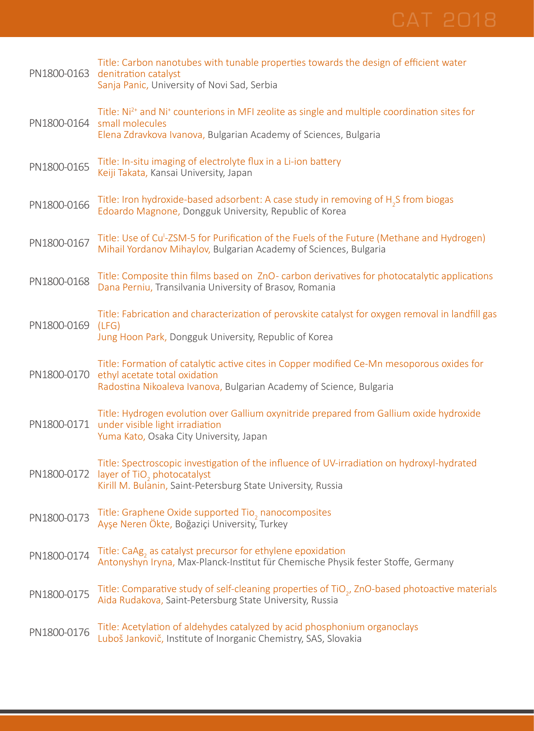PN1800-0163 Title: Carbon nanotubes with tunable properties towards the design of efficient water denitration catalyst
Sanja Panic, University of Novi Sad, Serbia

PN1800-0164 Title: $Ni^{2+}$ and $Ni^{+}$ counterions in MFI zeolite as single and multiple coordination sites for small molecules
Elena Zdravkova Ivanova, Bulgarian Academy of Sciences, Bulgaria

PN1800-0165 Title: In-situ imaging of electrolyte flux in a Li-ion battery
Keiji Takata, Kansai University, Japan

PN1800-0166 Title: Iron hydroxide-based adsorbent: A case study in removing of $H_2S$ from biogas
Edoardo Magnone, Dongguk University, Republic of Korea

PN1800-0167 Title: Use of $Cu^{I}$-ZSM-5 for Purification of the Fuels of the Future (Methane and Hydrogen)
Mihail Yordanov Mihaylov, Bulgarian Academy of Sciences, Bulgaria

PN1800-0168 Title: Composite thin films based on ZnO- carbon derivatives for photocatalytic applications
Dana Perniu, Transilvania University of Brasov, Romania

PN1800-0169 Title: Fabrication and characterization of perovskite catalyst for oxygen removal in landfill gas (LFG)
Jung Hoon Park, Dongguk University, Republic of Korea

PN1800-0170 Title: Formation of catalytic active cites in Copper modified Ce-Mn mesoporous oxides for ethyl acetate total oxidation
Radostina Nikoaleva Ivanova, Bulgarian Academy of Science, Bulgaria

PN1800-0171 Title: Hydrogen evolution over Gallium oxynitride prepared from Gallium oxide hydroxide under visible light irradiation
Yuma Kato, Osaka City University, Japan

PN1800-0172 Title: Spectroscopic investigation of the influence of UV-irradiation on hydroxyl-hydrated layer of $TiO_2$ photocatalyst
Kirill M. Bulanin, Saint-Petersburg State University, Russia

PN1800-0173 Title: Graphene Oxide supported $Tio_2$ nanocomposites
Ayşe Neren Ökte, Boğaziçi University, Turkey

PN1800-0174 Title: $CaAg_2$ as catalyst precursor for ethylene epoxidation
Antonyshyn Iryna, Max-Planck-Institut für Chemische Physik fester Stoffe, Germany

PN1800-0175 Title: Comparative study of self-cleaning properties of $TiO_2$, ZnO-based photoactive materials
Aida Rudakova, Saint-Petersburg State University, Russia

PN1800-0176 Title: Acetylation of aldehydes catalyzed by acid phosphonium organoclays
Luboš Jankovič, Institute of Inorganic Chemistry, SAS, Slovakia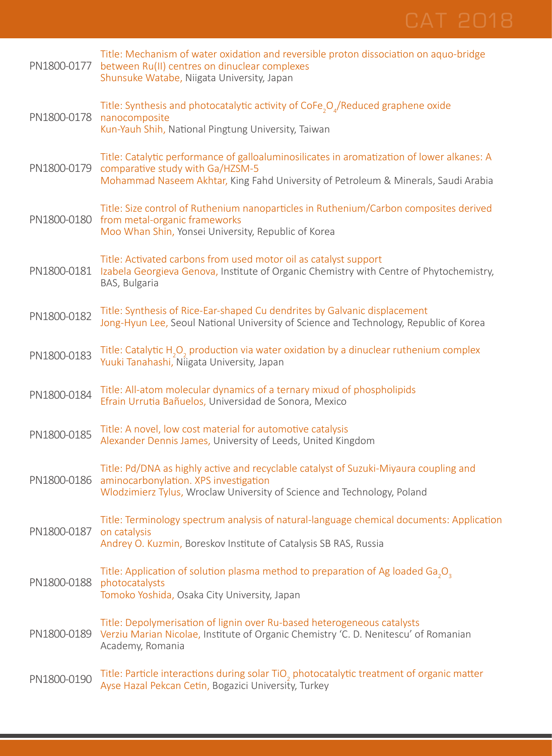PN1800-0177 Title: Mechanism of water oxidation and reversible proton dissociation on aquo-bridge between Ru(II) centres on dinuclear complexes
Shunsuke Watabe, Niigata University, Japan

PN1800-0178 Title: Synthesis and photocatalytic activity of $CoFe_2O_4$/Reduced graphene oxide nanocomposite
Kun-Yauh Shih, National Pingtung University, Taiwan

PN1800-0179 Title: Catalytic performance of galloaluminosilicates in aromatization of lower alkanes: A comparative study with Ga/HZSM-5
Mohammad Naseem Akhtar, King Fahd University of Petroleum & Minerals, Saudi Arabia

PN1800-0180 Title: Size control of Ruthenium nanoparticles in Ruthenium/Carbon composites derived from metal-organic frameworks
Moo Whan Shin, Yonsei University, Republic of Korea

PN1800-0181 Title: Activated carbons from used motor oil as catalyst support
Izabela Georgieva Genova, Institute of Organic Chemistry with Centre of Phytochemistry, BAS, Bulgaria

PN1800-0182 Title: Synthesis of Rice-Ear-shaped Cu dendrites by Galvanic displacement
Jong-Hyun Lee, Seoul National University of Science and Technology, Republic of Korea

PN1800-0183 Title: Catalytic $H_2O_2$ production via water oxidation by a dinuclear ruthenium complex
Yuuki Tanahashi, Niigata University, Japan

PN1800-0184 Title: All-atom molecular dynamics of a ternary mixud of phospholipids
Efrain Urrutia Bañuelos, Universidad de Sonora, Mexico

PN1800-0185 Title: A novel, low cost material for automotive catalysis
Alexander Dennis James, University of Leeds, United Kingdom

PN1800-0186 Title: Pd/DNA as highly active and recyclable catalyst of Suzuki-Miyaura coupling and aminocarbonylation. XPS investigation
Wlodzimierz Tylus, Wroclaw University of Science and Technology, Poland

PN1800-0187 Title: Terminology spectrum analysis of natural-language chemical documents: Application on catalysis
Andrey O. Kuzmin, Boreskov Institute of Catalysis SB RAS, Russia

PN1800-0188 Title: Application of solution plasma method to preparation of Ag loaded $Ga_2O_3$ photocatalysts
Tomoko Yoshida, Osaka City University, Japan

PN1800-0189 Title: Depolymerisation of lignin over Ru-based heterogeneous catalysts
Verziu Marian Nicolae, Institute of Organic Chemistry 'C. D. Nenitescu' of Romanian Academy, Romania

PN1800-0190 Title: Particle interactions during solar $TiO_2$ photocatalytic treatment of organic matter
Ayse Hazal Pekcan Cetin, Bogazici University, Turkey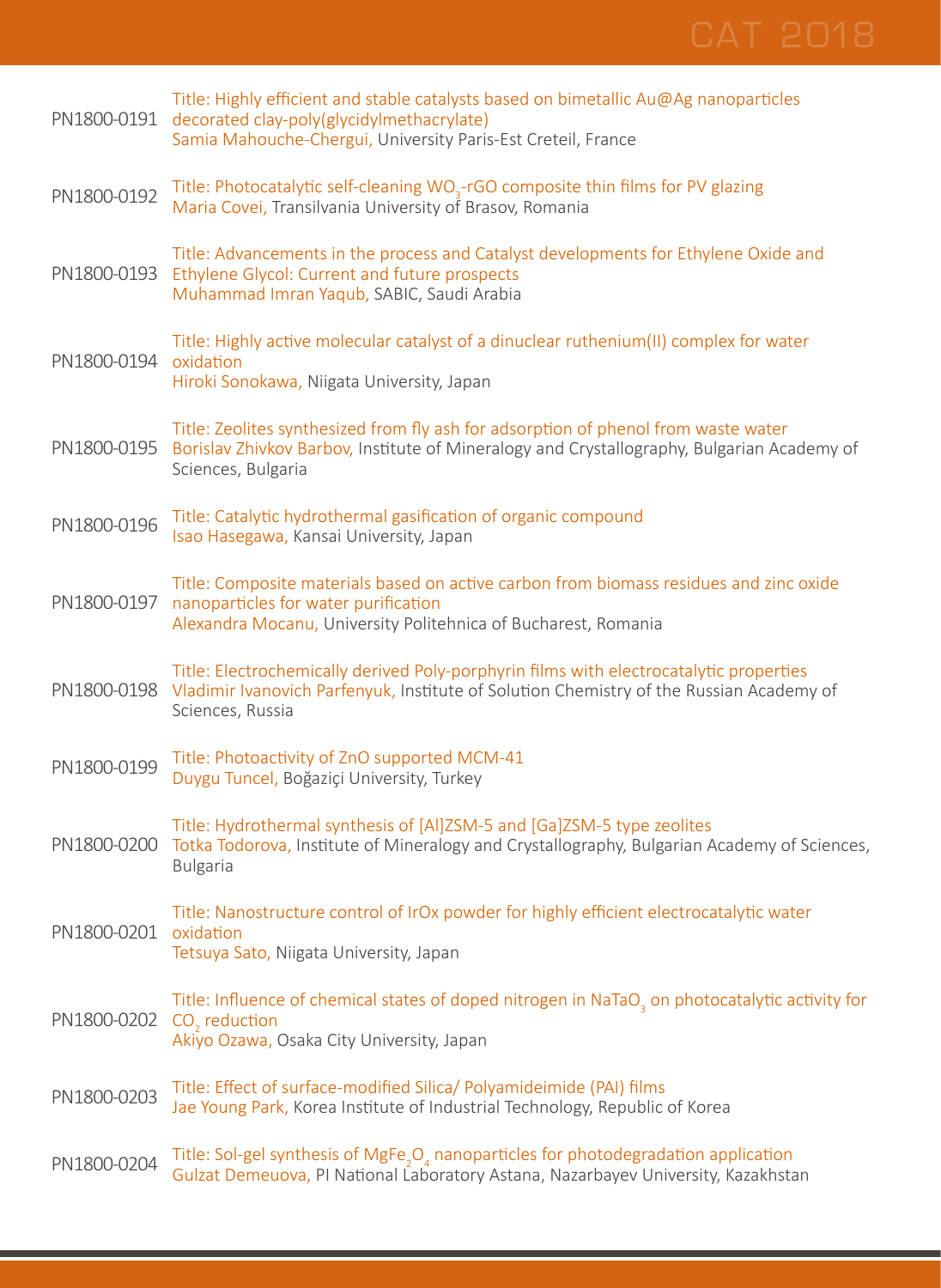PN1800-0191 Title: Highly efficient and stable catalysts based on bimetallic Au@Ag nanoparticles decorated clay-poly(glycidylmethacrylate)
Samia Mahouche-Chergui, University Paris-Est Creteil, France

PN1800-0192 Title: Photocatalytic self-cleaning $WO_3$-rGO composite thin films for PV glazing
Maria Covei, Transilvania University of Brasov, Romania

PN1800-0193 Title: Advancements in the process and Catalyst developments for Ethylene Oxide and Ethylene Glycol: Current and future prospects
Muhammad Imran Yaqub, SABIC, Saudi Arabia

PN1800-0194 Title: Highly active molecular catalyst of a dinuclear ruthenium(II) complex for water oxidation
Hiroki Sonokawa, Niigata University, Japan

PN1800-0195 Title: Zeolites synthesized from fly ash for adsorption of phenol from waste water
Borislav Zhivkov Barbov, Institute of Mineralogy and Crystallography, Bulgarian Academy of Sciences, Bulgaria

PN1800-0196 Title: Catalytic hydrothermal gasification of organic compound
Isao Hasegawa, Kansai University, Japan

PN1800-0197 Title: Composite materials based on active carbon from biomass residues and zinc oxide nanoparticles for water purification
Alexandra Mocanu, University Politehnica of Bucharest, Romania

PN1800-0198 Title: Electrochemically derived Poly-porphyrin films with electrocatalytic properties
Vladimir Ivanovich Parfenyuk, Institute of Solution Chemistry of the Russian Academy of Sciences, Russia

PN1800-0199 Title: Photoactivity of ZnO supported MCM-41
Duygu Tuncel, Boğaziçi University, Turkey

PN1800-0200 Title: Hydrothermal synthesis of [Al]ZSM-5 and [Ga]ZSM-5 type zeolites
Totka Todorova, Institute of Mineralogy and Crystallography, Bulgarian Academy of Sciences, Bulgaria

PN1800-0201 Title: Nanostructure control of IrOx powder for highly efficient electrocatalytic water oxidation
Tetsuya Sato, Niigata University, Japan

PN1800-0202 Title: Influence of chemical states of doped nitrogen in $NaTaO_3$ on photocatalytic activity for $CO_2$ reduction
Akiyo Ozawa, Osaka City University, Japan

PN1800-0203 Title: Effect of surface-modified Silica/ Polyamideimide (PAI) films
Jae Young Park, Korea Institute of Industrial Technology, Republic of Korea

PN1800-0204 Title: Sol-gel synthesis of $MgFe_2O_4$ nanoparticles for photodegradation application
Gulzat Demeuova, PI National Laboratory Astana, Nazarbayev University, Kazakhstan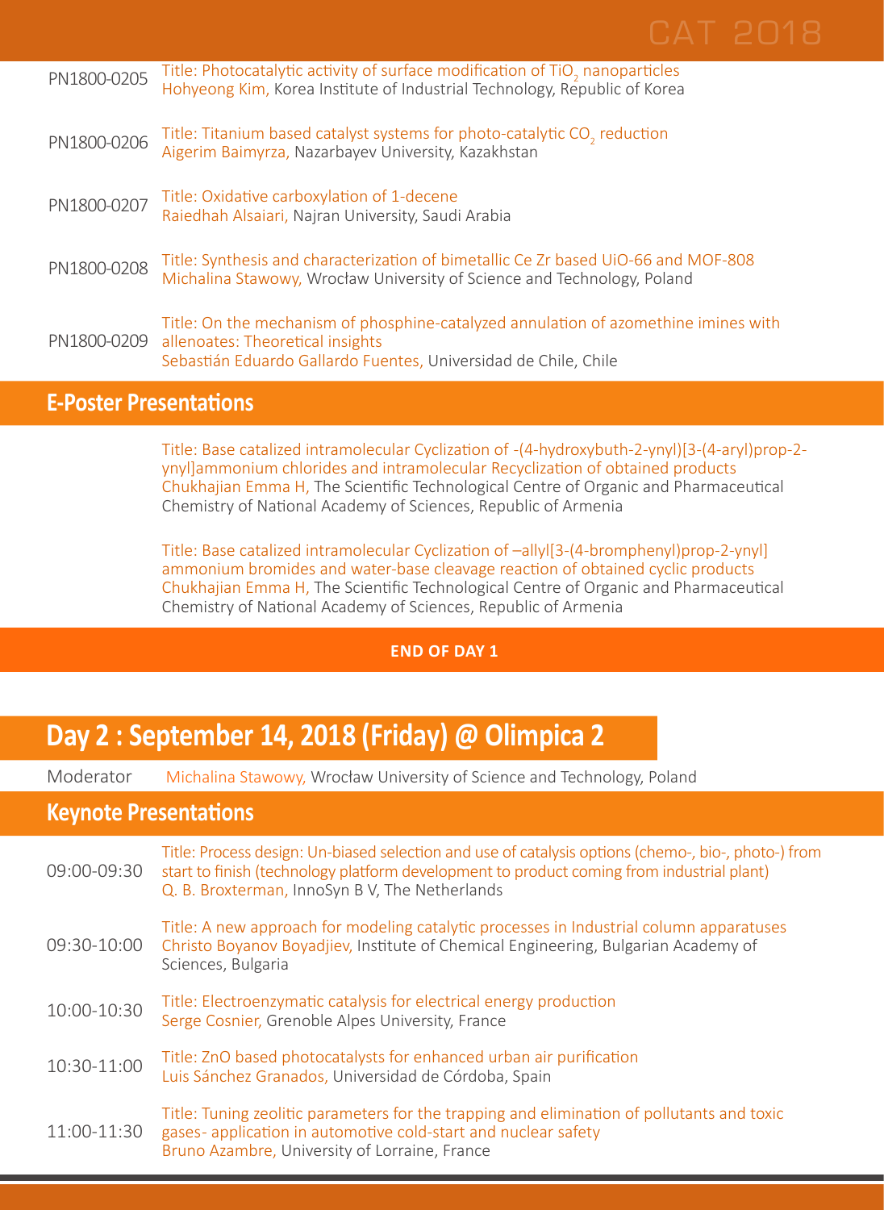| | |
|---|---|
| PN1800-0205 | Title: Photocatalytic activity of surface modification of $TiO_2$ nanoparticles<br>Hohyeong Kim, Korea Institute of Industrial Technology, Republic of Korea |
| PN1800-0206 | Title: Titanium based catalyst systems for photo-catalytic $CO_2$ reduction<br>Aigerim Baimyrza, Nazarbayev University, Kazakhstan |
| PN1800-0207 | Title: Oxidative carboxylation of 1-decene<br>Raiedhah Alsaiari, Najran University, Saudi Arabia |
| PN1800-0208 | Title: Synthesis and characterization of bimetallic Ce Zr based UiO-66 and MOF-808<br>Michalina Stawowy, Wrocław University of Science and Technology, Poland |
| PN1800-0209 | Title: On the mechanism of phosphine-catalyzed annulation of azomethine imines with allenoates: Theoretical insights<br>Sebastián Eduardo Gallardo Fuentes, Universidad de Chile, Chile |

## E-Poster Presentations

Title: Base catalized intramolecular Cyclization of -(4-hydroxybuth-2-ynyl)[3-(4-aryl)prop-2-ynyl]ammonium chlorides and intramolecular Recyclization of obtained products
Chukhajian Emma H, The Scientific Technological Centre of Organic and Pharmaceutical Chemistry of National Academy of Sciences, Republic of Armenia

Title: Base catalized intramolecular Cyclization of –allyl[3-(4-bromphenyl)prop-2-ynyl] ammonium bromides and water-base cleavage reaction of obtained cyclic products
Chukhajian Emma H, The Scientific Technological Centre of Organic and Pharmaceutical Chemistry of National Academy of Sciences, Republic of Armenia

**END OF DAY 1**

# Day 2 : September 14, 2018 (Friday) @ Olimpica 2

Moderator Michalina Stawowy, Wrocław University of Science and Technology, Poland

## Keynote Presentations

| | |
|---|---|
| 09:00-09:30 | Title: Process design: Un-biased selection and use of catalysis options (chemo-, bio-, photo-) from start to finish (technology platform development to product coming from industrial plant)<br>Q. B. Broxterman, InnoSyn B V, The Netherlands |
| 09:30-10:00 | Title: A new approach for modeling catalytic processes in Industrial column apparatuses<br>Christo Boyanov Boyadjiev, Institute of Chemical Engineering, Bulgarian Academy of Sciences, Bulgaria |
| 10:00-10:30 | Title: Electroenzymatic catalysis for electrical energy production<br>Serge Cosnier, Grenoble Alpes University, France |
| 10:30-11:00 | Title: ZnO based photocatalysts for enhanced urban air purification<br>Luis Sánchez Granados, Universidad de Córdoba, Spain |
| 11:00-11:30 | Title: Tuning zeolitic parameters for the trapping and elimination of pollutants and toxic gases- application in automotive cold-start and nuclear safety<br>Bruno Azambre, University of Lorraine, France |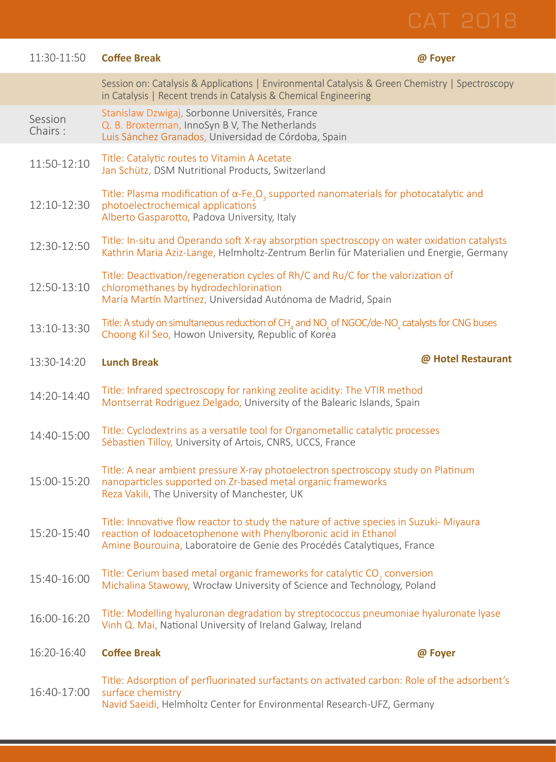| | | |
|---|---|---|
| 11:30-11:50 | **Coffee Break** | **@ Foyer** |
| | Session on: Catalysis & Applications \| Environmental Catalysis & Green Chemistry \| Spectroscopy in Catalysis \| Recent trends in Catalysis & Chemical Engineering | |
| Session Chairs : | Stanislaw Dzwigaj, Sorbonne Universités, France<br>Q. B. Broxterman, InnoSyn B V, The Netherlands<br>Luis Sánchez Granados, Universidad de Córdoba, Spain | |
| 11:50-12:10 | Title: Catalytic routes to Vitamin A Acetate<br>Jan Schütz, DSM Nutritional Products, Switzerland | |
| 12:10-12:30 | Title: Plasma modification of α-$Fe_2O_3$ supported nanomaterials for photocatalytic and photoelectrochemical applications<br>Alberto Gasparotto, Padova University, Italy | |
| 12:30-12:50 | Title: In-situ and Operando soft X-ray absorption spectroscopy on water oxidation catalysts<br>Kathrin Maria Aziz-Lange, Helmholtz-Zentrum Berlin für Materialien und Energie, Germany | |
| 12:50-13:10 | Title: Deactivation/regeneration cycles of Rh/C and Ru/C for the valorization of chloromethanes by hydrodechlorination<br>María Martín Martínez, Universidad Autónoma de Madrid, Spain | |
| 13:10-13:30 | Title: A study on simultaneous reduction of $CH_4$ and $NO_x$ of NGOC/de-$NO_x$ catalysts for CNG buses<br>Choong Kil Seo, Howon University, Republic of Korea | |
| 13:30-14:20 | **Lunch Break** | **@ Hotel Restaurant** |
| 14:20-14:40 | Title: Infrared spectroscopy for ranking zeolite acidity: The VTIR method<br>Montserrat Rodriguez Delgado, University of the Balearic Islands, Spain | |
| 14:40-15:00 | Title: Cyclodextrins as a versatile tool for Organometallic catalytic processes<br>Sébastien Tilloy, University of Artois, CNRS, UCCS, France | |
| 15:00-15:20 | Title: A near ambient pressure X-ray photoelectron spectroscopy study on Platinum nanoparticles supported on Zr-based metal organic frameworks<br>Reza Vakili, The University of Manchester, UK | |
| 15:20-15:40 | Title: Innovative flow reactor to study the nature of active species in Suzuki- Miyaura reaction of Iodoacetophenone with Phenylboronic acid in Ethanol<br>Amine Bourouina, Laboratoire de Genie des Procédés Catalytiques, France | |
| 15:40-16:00 | Title: Cerium based metal organic frameworks for catalytic $CO_2$ conversion<br>Michalina Stawowy, Wrocław University of Science and Technology, Poland | |
| 16:00-16:20 | Title: Modelling hyaluronan degradation by streptococcus pneumoniae hyaluronate lyase<br>Vinh Q. Mai, National University of Ireland Galway, Ireland | |
| 16:20-16:40 | **Coffee Break** | **@ Foyer** |
| 16:40-17:00 | Title: Adsorption of perfluorinated surfactants on activated carbon: Role of the adsorbent's surface chemistry<br>Navid Saeidi, Helmholtz Center for Environmental Research-UFZ, Germany | |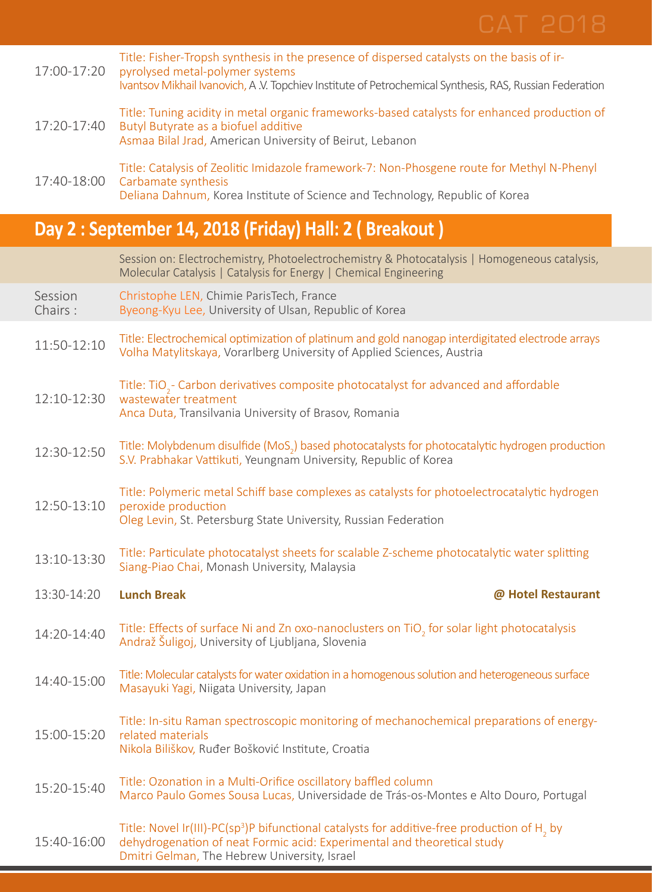| | |
|---|---|
| 17:00-17:20 | Title: Fisher-Tropsh synthesis in the presence of dispersed catalysts on the basis of ir-pyrolysed metal-polymer systems<br>Ivantsov Mikhail Ivanovich, A .V. Topchiev Institute of Petrochemical Synthesis, RAS, Russian Federation |
| 17:20-17:40 | Title: Tuning acidity in metal organic frameworks-based catalysts for enhanced production of Butyl Butyrate as a biofuel additive<br>Asmaa Bilal Jrad, American University of Beirut, Lebanon |
| 17:40-18:00 | Title: Catalysis of Zeolitic Imidazole framework-7: Non-Phosgene route for Methyl N-Phenyl Carbamate synthesis<br>Deliana Dahnum, Korea Institute of Science and Technology, Republic of Korea |

## Day 2 : September 14, 2018 (Friday) Hall: 2 ( Breakout )

Session on: Electrochemistry, Photoelectrochemistry & Photocatalysis | Homogeneous catalysis, Molecular Catalysis | Catalysis for Energy | Chemical Engineering

| | |
|---|---|
| Session Chairs : | Christophe LEN, Chimie ParisTech, France<br>Byeong-Kyu Lee, University of Ulsan, Republic of Korea |
| 11:50-12:10 | Title: Electrochemical optimization of platinum and gold nanogap interdigitated electrode arrays<br>Volha Matylitskaya, Vorarlberg University of Applied Sciences, Austria |
| 12:10-12:30 | Title: $TiO_2$- Carbon derivatives composite photocatalyst for advanced and affordable wastewater treatment<br>Anca Duta, Transilvania University of Brasov, Romania |
| 12:30-12:50 | Title: Molybdenum disulfide ($MoS_2$) based photocatalysts for photocatalytic hydrogen production<br>S.V. Prabhakar Vattikuti, Yeungnam University, Republic of Korea |
| 12:50-13:10 | Title: Polymeric metal Schiff base complexes as catalysts for photoelectrocatalytic hydrogen peroxide production<br>Oleg Levin, St. Petersburg State University, Russian Federation |
| 13:10-13:30 | Title: Particulate photocatalyst sheets for scalable Z-scheme photocatalytic water splitting<br>Siang-Piao Chai, Monash University, Malaysia |
| 13:30-14:20 | **Lunch Break** **@ Hotel Restaurant** |
| 14:20-14:40 | Title: Effects of surface Ni and Zn oxo-nanoclusters on $TiO_2$ for solar light photocatalysis<br>Andraž Šuligoj, University of Ljubljana, Slovenia |
| 14:40-15:00 | Title: Molecular catalysts for water oxidation in a homogenous solution and heterogeneous surface<br>Masayuki Yagi, Niigata University, Japan |
| 15:00-15:20 | Title: In-situ Raman spectroscopic monitoring of mechanochemical preparations of energy-related materials<br>Nikola Biliškov, Ruđer Bošković Institute, Croatia |
| 15:20-15:40 | Title: Ozonation in a Multi-Orifice oscillatory baffled column<br>Marco Paulo Gomes Sousa Lucas, Universidade de Trás-os-Montes e Alto Douro, Portugal |
| 15:40-16:00 | Title: Novel Ir(III)-PC($sp^3$)P bifunctional catalysts for additive-free production of $H_2$ by dehydrogenation of neat Formic acid: Experimental and theoretical study<br>Dmitri Gelman, The Hebrew University, Israel |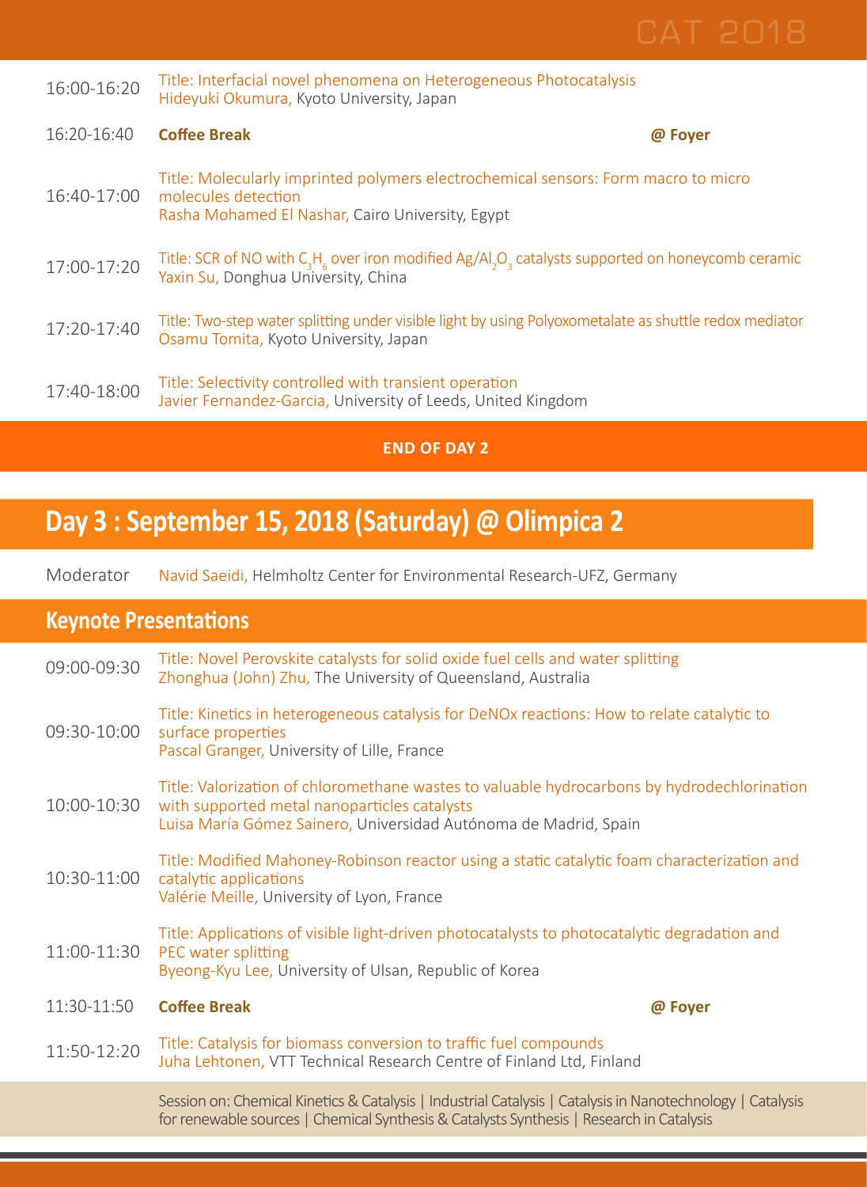| | |
|---|---|
| 16:00-16:20 | Title: Interfacial novel phenomena on Heterogeneous Photocatalysis<br>Hideyuki Okumura, Kyoto University, Japan |
| 16:20-16:40 | **Coffee Break** **@ Foyer** |
| 16:40-17:00 | Title: Molecularly imprinted polymers electrochemical sensors: Form macro to micro molecules detection<br>Rasha Mohamed El Nashar, Cairo University, Egypt |
| 17:00-17:20 | Title: SCR of NO with $C_3H_6$ over iron modified $Ag/Al_2O_3$ catalysts supported on honeycomb ceramic<br>Yaxin Su, Donghua University, China |
| 17:20-17:40 | Title: Two-step water splitting under visible light by using Polyoxometalate as shuttle redox mediator<br>Osamu Tomita, Kyoto University, Japan |
| 17:40-18:00 | Title: Selectivity controlled with transient operation<br>Javier Fernandez-Garcia, University of Leeds, United Kingdom |

**END OF DAY 2**

## Day 3 : September 15, 2018 (Saturday) @ Olimpica 2

Moderator Navid Saeidi, Helmholtz Center for Environmental Research-UFZ, Germany

### Keynote Presentations

| | |
|---|---|
| 09:00-09:30 | Title: Novel Perovskite catalysts for solid oxide fuel cells and water splitting<br>Zhonghua (John) Zhu, The University of Queensland, Australia |
| 09:30-10:00 | Title: Kinetics in heterogeneous catalysis for DeNOx reactions: How to relate catalytic to surface properties<br>Pascal Granger, University of Lille, France |
| 10:00-10:30 | Title: Valorization of chloromethane wastes to valuable hydrocarbons by hydrodechlorination with supported metal nanoparticles catalysts<br>Luisa María Gómez Sainero, Universidad Autónoma de Madrid, Spain |
| 10:30-11:00 | Title: Modified Mahoney-Robinson reactor using a static catalytic foam characterization and catalytic applications<br>Valérie Meille, University of Lyon, France |
| 11:00-11:30 | Title: Applications of visible light-driven photocatalysts to photocatalytic degradation and PEC water splitting<br>Byeong-Kyu Lee, University of Ulsan, Republic of Korea |
| 11:30-11:50 | **Coffee Break** **@ Foyer** |
| 11:50-12:20 | Title: Catalysis for biomass conversion to traffic fuel compounds<br>Juha Lehtonen, VTT Technical Research Centre of Finland Ltd, Finland |

Session on: Chemical Kinetics & Catalysis | Industrial Catalysis | Catalysis in Nanotechnology | Catalysis for renewable sources | Chemical Synthesis & Catalysts Synthesis | Research in Catalysis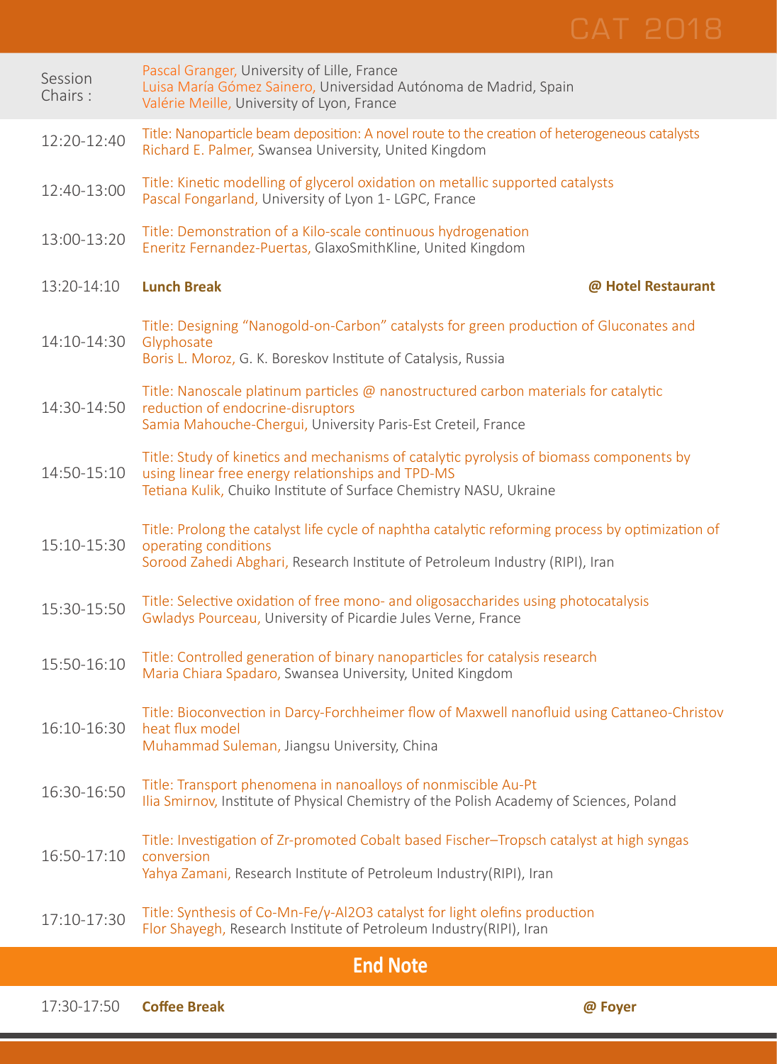| | |
|---|---|
| Session Chairs : | Pascal Granger, University of Lille, France<br>Luisa María Gómez Sainero, Universidad Autónoma de Madrid, Spain<br>Valérie Meille, University of Lyon, France |
| 12:20-12:40 | Title: Nanoparticle beam deposition: A novel route to the creation of heterogeneous catalysts<br>Richard E. Palmer, Swansea University, United Kingdom |
| 12:40-13:00 | Title: Kinetic modelling of glycerol oxidation on metallic supported catalysts<br>Pascal Fongarland, University of Lyon 1- LGPC, France |
| 13:00-13:20 | Title: Demonstration of a Kilo-scale continuous hydrogenation<br>Eneritz Fernandez-Puertas, GlaxoSmithKline, United Kingdom |
| 13:20-14:10 | **Lunch Break** **@ Hotel Restaurant** |
| 14:10-14:30 | Title: Designing "Nanogold-on-Carbon" catalysts for green production of Gluconates and Glyphosate<br>Boris L. Moroz, G. K. Boreskov Institute of Catalysis, Russia |
| 14:30-14:50 | Title: Nanoscale platinum particles @ nanostructured carbon materials for catalytic reduction of endocrine-disruptors<br>Samia Mahouche-Chergui, University Paris-Est Creteil, France |
| 14:50-15:10 | Title: Study of kinetics and mechanisms of catalytic pyrolysis of biomass components by using linear free energy relationships and TPD-MS<br>Tetiana Kulik, Chuiko Institute of Surface Chemistry NASU, Ukraine |
| 15:10-15:30 | Title: Prolong the catalyst life cycle of naphtha catalytic reforming process by optimization of operating conditions<br>Sorood Zahedi Abghari, Research Institute of Petroleum Industry (RIPI), Iran |
| 15:30-15:50 | Title: Selective oxidation of free mono- and oligosaccharides using photocatalysis<br>Gwladys Pourceau, University of Picardie Jules Verne, France |
| 15:50-16:10 | Title: Controlled generation of binary nanoparticles for catalysis research<br>Maria Chiara Spadaro, Swansea University, United Kingdom |
| 16:10-16:30 | Title: Bioconvection in Darcy-Forchheimer flow of Maxwell nanofluid using Cattaneo-Christov heat flux model<br>Muhammad Suleman, Jiangsu University, China |
| 16:30-16:50 | Title: Transport phenomena in nanoalloys of nonmiscible Au-Pt<br>Ilia Smirnov, Institute of Physical Chemistry of the Polish Academy of Sciences, Poland |
| 16:50-17:10 | Title: Investigation of Zr-promoted Cobalt based Fischer–Tropsch catalyst at high syngas conversion<br>Yahya Zamani, Research Institute of Petroleum Industry(RIPI), Iran |
| 17:10-17:30 | Title: Synthesis of Co-Mn-Fe/γ-$Al_2O_3$ catalyst for light olefins production<br>Flor Shayegh, Research Institute of Petroleum Industry(RIPI), Iran |

## End Note

| | |
|---|---|
| 17:30-17:50 | **Coffee Break** **@ Foyer** |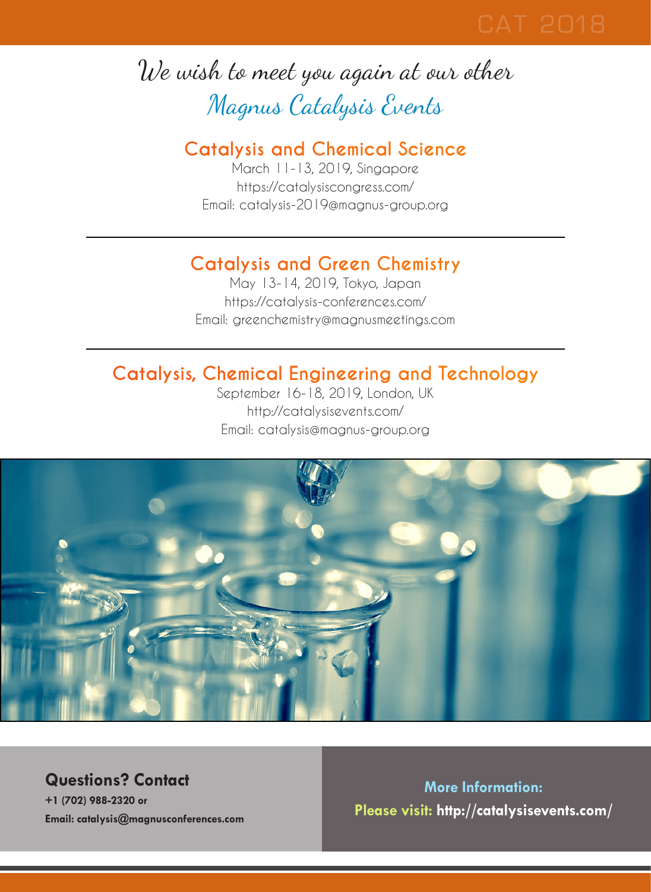# We wish to meet you again at our other
# Magnus Catalysis Events

## Catalysis and Chemical Science

March 11-13, 2019, Singapore
https://catalysiscongress.com/
Email: catalysis-2019@magnus-group.org

---

## Catalysis and Green Chemistry

May 13-14, 2019, Tokyo, Japan
https://catalysis-conferences.com/
Email: greenchemistry@magnusmeetings.com

---

## Catalysis, Chemical Engineering and Technology

September 16-18, 2019, London, UK
http://catalysisevents.com/
Email: catalysis@magnus-group.org

**Questions? Contact**
**+1 (702) 988-2320 or**
**Email: catalysis@magnusconferences.com**

**More Information:**
**Please visit: http://catalysisevents.com/**